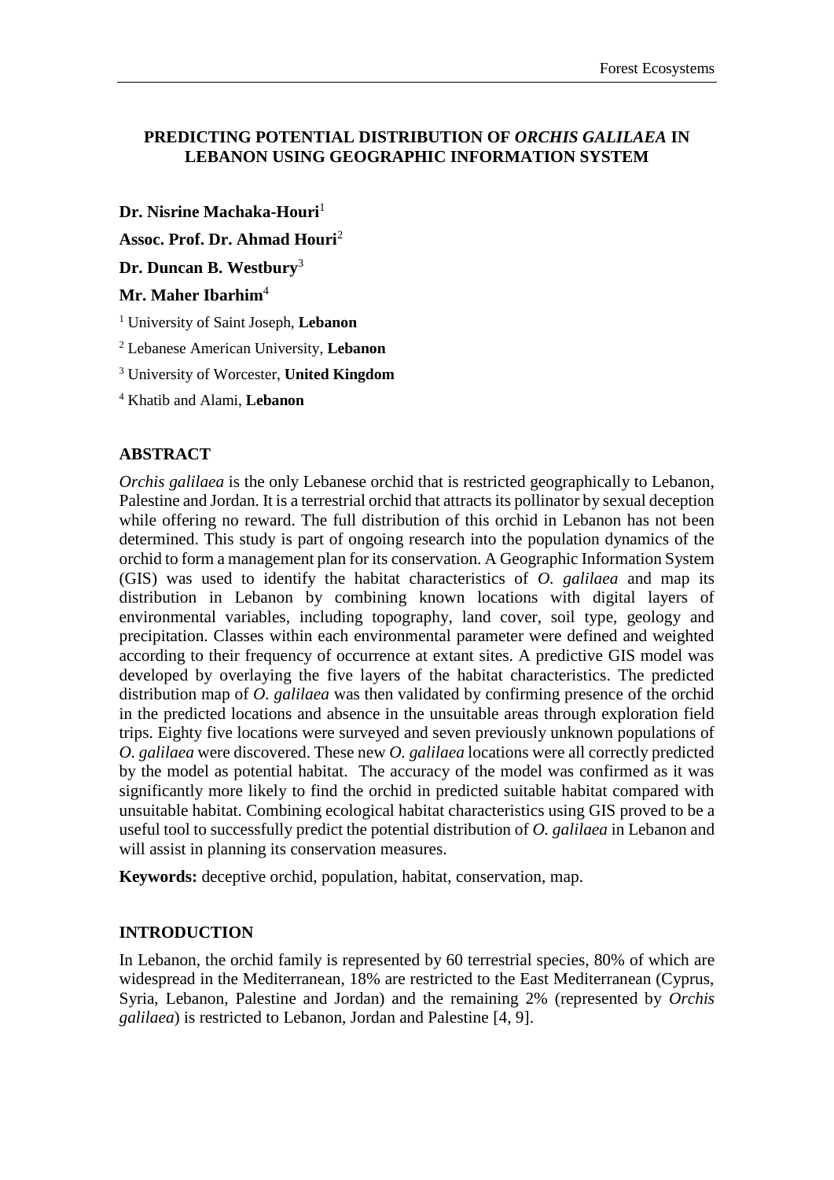# PREDICTING POTENTIAL DISTRIBUTION OF *ORCHIS GALILAEA* IN LEBANON USING GEOGRAPHIC INFORMATION SYSTEM

**Dr. Nisrine Machaka-Houri**[1]

**Assoc. Prof. Dr. Ahmad Houri**[2]

**Dr. Duncan B. Westbury**[3]

**Mr. Maher Ibarhim**[4]

[1] University of Saint Joseph, **Lebanon**

[2] Lebanese American University, **Lebanon**

[3] University of Worcester, **United Kingdom**

[4] Khatib and Alami, **Lebanon**

## ABSTRACT

*Orchis galilaea* is the only Lebanese orchid that is restricted geographically to Lebanon, Palestine and Jordan. It is a terrestrial orchid that attracts its pollinator by sexual deception while offering no reward. The full distribution of this orchid in Lebanon has not been determined. This study is part of ongoing research into the population dynamics of the orchid to form a management plan for its conservation. A Geographic Information System (GIS) was used to identify the habitat characteristics of *O. galilaea* and map its distribution in Lebanon by combining known locations with digital layers of environmental variables, including topography, land cover, soil type, geology and precipitation. Classes within each environmental parameter were defined and weighted according to their frequency of occurrence at extant sites. A predictive GIS model was developed by overlaying the five layers of the habitat characteristics. The predicted distribution map of *O. galilaea* was then validated by confirming presence of the orchid in the predicted locations and absence in the unsuitable areas through exploration field trips. Eighty five locations were surveyed and seven previously unknown populations of *O. galilaea* were discovered. These new *O. galilaea* locations were all correctly predicted by the model as potential habitat. The accuracy of the model was confirmed as it was significantly more likely to find the orchid in predicted suitable habitat compared with unsuitable habitat. Combining ecological habitat characteristics using GIS proved to be a useful tool to successfully predict the potential distribution of *O. galilaea* in Lebanon and will assist in planning its conservation measures.

**Keywords:** deceptive orchid, population, habitat, conservation, map.

## INTRODUCTION

In Lebanon, the orchid family is represented by 60 terrestrial species, 80% of which are widespread in the Mediterranean, 18% are restricted to the East Mediterranean (Cyprus, Syria, Lebanon, Palestine and Jordan) and the remaining 2% (represented by *Orchis galilaea*) is restricted to Lebanon, Jordan and Palestine [4, 9].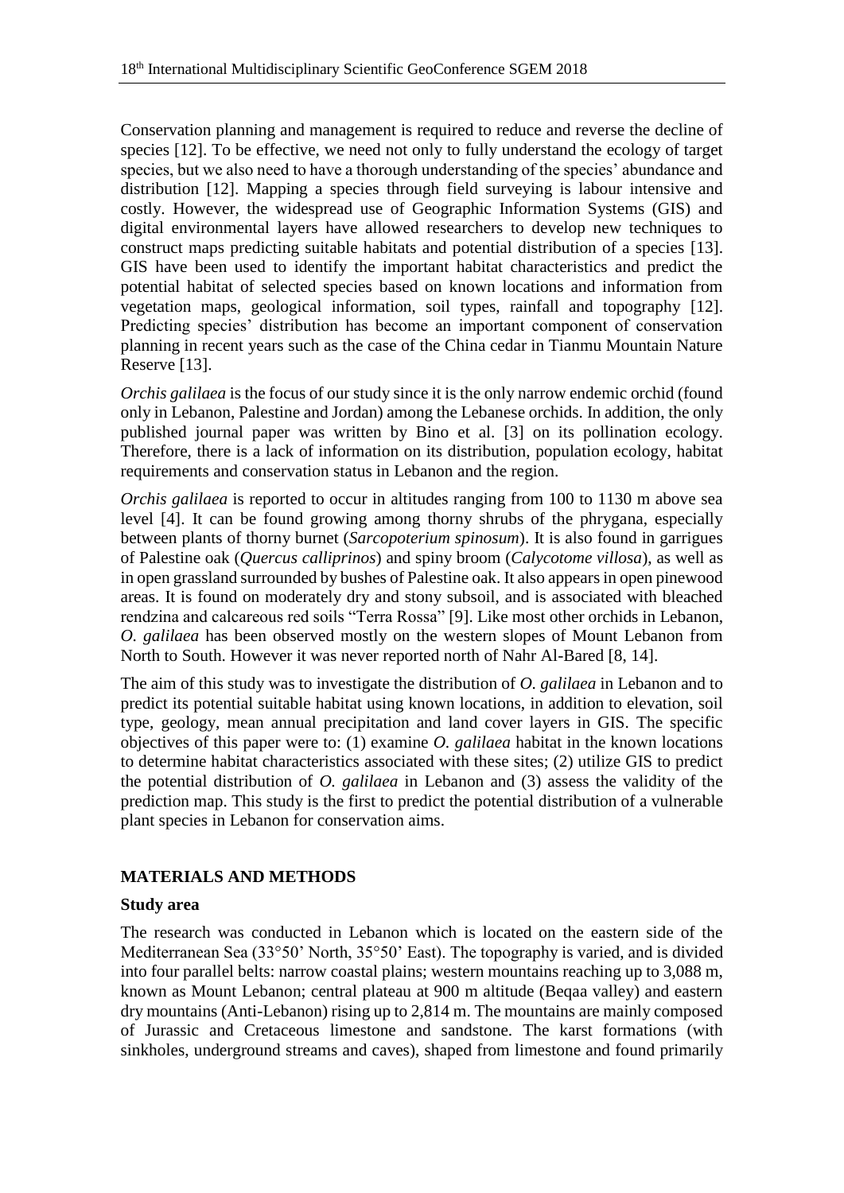Conservation planning and management is required to reduce and reverse the decline of species [12]. To be effective, we need not only to fully understand the ecology of target species, but we also need to have a thorough understanding of the species' abundance and distribution [12]. Mapping a species through field surveying is labour intensive and costly. However, the widespread use of Geographic Information Systems (GIS) and digital environmental layers have allowed researchers to develop new techniques to construct maps predicting suitable habitats and potential distribution of a species [13]. GIS have been used to identify the important habitat characteristics and predict the potential habitat of selected species based on known locations and information from vegetation maps, geological information, soil types, rainfall and topography [12]. Predicting species' distribution has become an important component of conservation planning in recent years such as the case of the China cedar in Tianmu Mountain Nature Reserve [13].

*Orchis galilaea* is the focus of our study since it is the only narrow endemic orchid (found only in Lebanon, Palestine and Jordan) among the Lebanese orchids. In addition, the only published journal paper was written by Bino et al. [3] on its pollination ecology. Therefore, there is a lack of information on its distribution, population ecology, habitat requirements and conservation status in Lebanon and the region.

*Orchis galilaea* is reported to occur in altitudes ranging from 100 to 1130 m above sea level [4]. It can be found growing among thorny shrubs of the phrygana, especially between plants of thorny burnet (*Sarcopoterium spinosum*). It is also found in garrigues of Palestine oak (*Quercus calliprinos*) and spiny broom (*Calycotome villosa*), as well as in open grassland surrounded by bushes of Palestine oak. It also appears in open pinewood areas. It is found on moderately dry and stony subsoil, and is associated with bleached rendzina and calcareous red soils "Terra Rossa" [9]. Like most other orchids in Lebanon, *O. galilaea* has been observed mostly on the western slopes of Mount Lebanon from North to South. However it was never reported north of Nahr Al-Bared [8, 14].

The aim of this study was to investigate the distribution of *O. galilaea* in Lebanon and to predict its potential suitable habitat using known locations, in addition to elevation, soil type, geology, mean annual precipitation and land cover layers in GIS. The specific objectives of this paper were to: (1) examine *O. galilaea* habitat in the known locations to determine habitat characteristics associated with these sites; (2) utilize GIS to predict the potential distribution of *O. galilaea* in Lebanon and (3) assess the validity of the prediction map. This study is the first to predict the potential distribution of a vulnerable plant species in Lebanon for conservation aims.

## MATERIALS AND METHODS

### Study area

The research was conducted in Lebanon which is located on the eastern side of the Mediterranean Sea (33°50' North, 35°50' East). The topography is varied, and is divided into four parallel belts: narrow coastal plains; western mountains reaching up to 3,088 m, known as Mount Lebanon; central plateau at 900 m altitude (Beqaa valley) and eastern dry mountains (Anti-Lebanon) rising up to 2,814 m. The mountains are mainly composed of Jurassic and Cretaceous limestone and sandstone. The karst formations (with sinkholes, underground streams and caves), shaped from limestone and found primarily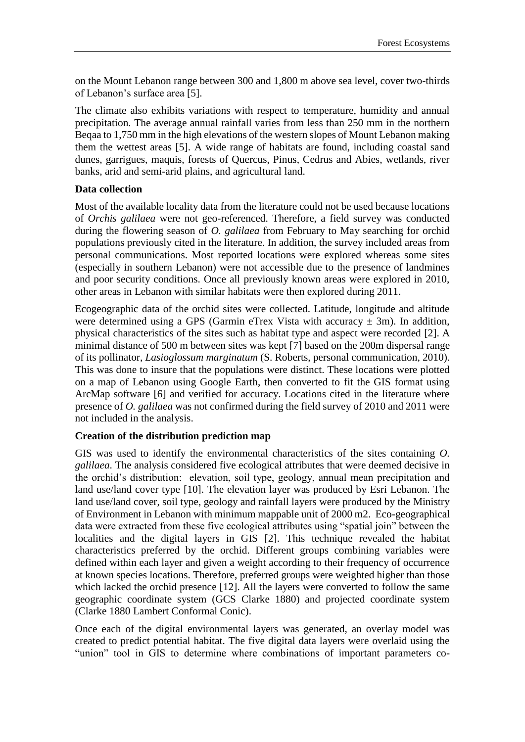on the Mount Lebanon range between 300 and 1,800 m above sea level, cover two-thirds of Lebanon's surface area [5].

The climate also exhibits variations with respect to temperature, humidity and annual precipitation. The average annual rainfall varies from less than 250 mm in the northern Beqaa to 1,750 mm in the high elevations of the western slopes of Mount Lebanon making them the wettest areas [5]. A wide range of habitats are found, including coastal sand dunes, garrigues, maquis, forests of Quercus, Pinus, Cedrus and Abies, wetlands, river banks, arid and semi-arid plains, and agricultural land.

**Data collection**

Most of the available locality data from the literature could not be used because locations of *Orchis galilaea* were not geo-referenced. Therefore, a field survey was conducted during the flowering season of *O. galilaea* from February to May searching for orchid populations previously cited in the literature. In addition, the survey included areas from personal communications. Most reported locations were explored whereas some sites (especially in southern Lebanon) were not accessible due to the presence of landmines and poor security conditions. Once all previously known areas were explored in 2010, other areas in Lebanon with similar habitats were then explored during 2011.

Ecogeographic data of the orchid sites were collected. Latitude, longitude and altitude were determined using a GPS (Garmin eTrex Vista with accuracy ± 3m). In addition, physical characteristics of the sites such as habitat type and aspect were recorded [2]. A minimal distance of 500 m between sites was kept [7] based on the 200m dispersal range of its pollinator, *Lasioglossum marginatum* (S. Roberts, personal communication, 2010). This was done to insure that the populations were distinct. These locations were plotted on a map of Lebanon using Google Earth, then converted to fit the GIS format using ArcMap software [6] and verified for accuracy. Locations cited in the literature where presence of *O. galilaea* was not confirmed during the field survey of 2010 and 2011 were not included in the analysis.

**Creation of the distribution prediction map**

GIS was used to identify the environmental characteristics of the sites containing *O. galilaea*. The analysis considered five ecological attributes that were deemed decisive in the orchid's distribution: elevation, soil type, geology, annual mean precipitation and land use/land cover type [10]. The elevation layer was produced by Esri Lebanon. The land use/land cover, soil type, geology and rainfall layers were produced by the Ministry of Environment in Lebanon with minimum mappable unit of 2000 m2. Eco-geographical data were extracted from these five ecological attributes using "spatial join" between the localities and the digital layers in GIS [2]. This technique revealed the habitat characteristics preferred by the orchid. Different groups combining variables were defined within each layer and given a weight according to their frequency of occurrence at known species locations. Therefore, preferred groups were weighted higher than those which lacked the orchid presence [12]. All the layers were converted to follow the same geographic coordinate system (GCS Clarke 1880) and projected coordinate system (Clarke 1880 Lambert Conformal Conic).

Once each of the digital environmental layers was generated, an overlay model was created to predict potential habitat. The five digital data layers were overlaid using the "union" tool in GIS to determine where combinations of important parameters co-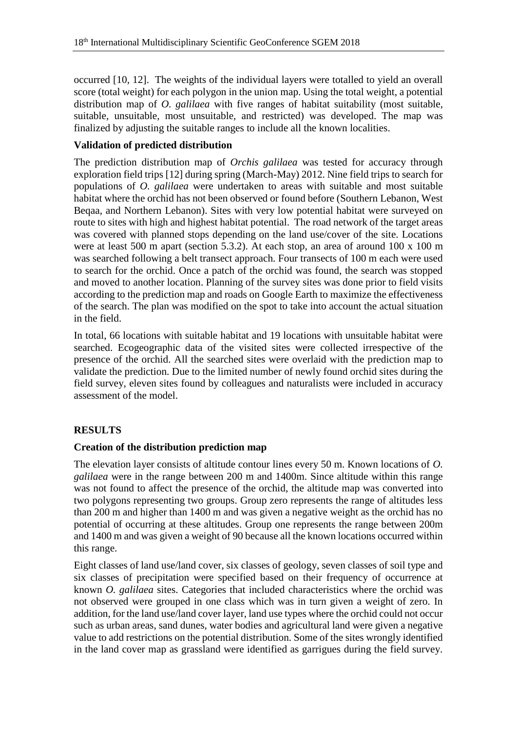occurred [10, 12]. The weights of the individual layers were totalled to yield an overall score (total weight) for each polygon in the union map. Using the total weight, a potential distribution map of *O. galilaea* with five ranges of habitat suitability (most suitable, suitable, unsuitable, most unsuitable, and restricted) was developed. The map was finalized by adjusting the suitable ranges to include all the known localities.

### Validation of predicted distribution

The prediction distribution map of *Orchis galilaea* was tested for accuracy through exploration field trips [12] during spring (March-May) 2012. Nine field trips to search for populations of *O. galilaea* were undertaken to areas with suitable and most suitable habitat where the orchid has not been observed or found before (Southern Lebanon, West Beqaa, and Northern Lebanon). Sites with very low potential habitat were surveyed on route to sites with high and highest habitat potential. The road network of the target areas was covered with planned stops depending on the land use/cover of the site. Locations were at least 500 m apart (section 5.3.2). At each stop, an area of around 100 x 100 m was searched following a belt transect approach. Four transects of 100 m each were used to search for the orchid. Once a patch of the orchid was found, the search was stopped and moved to another location. Planning of the survey sites was done prior to field visits according to the prediction map and roads on Google Earth to maximize the effectiveness of the search. The plan was modified on the spot to take into account the actual situation in the field.

In total, 66 locations with suitable habitat and 19 locations with unsuitable habitat were searched. Ecogeographic data of the visited sites were collected irrespective of the presence of the orchid. All the searched sites were overlaid with the prediction map to validate the prediction. Due to the limited number of newly found orchid sites during the field survey, eleven sites found by colleagues and naturalists were included in accuracy assessment of the model.

## RESULTS

### Creation of the distribution prediction map

The elevation layer consists of altitude contour lines every 50 m. Known locations of *O. galilaea* were in the range between 200 m and 1400m. Since altitude within this range was not found to affect the presence of the orchid, the altitude map was converted into two polygons representing two groups. Group zero represents the range of altitudes less than 200 m and higher than 1400 m and was given a negative weight as the orchid has no potential of occurring at these altitudes. Group one represents the range between 200m and 1400 m and was given a weight of 90 because all the known locations occurred within this range.

Eight classes of land use/land cover, six classes of geology, seven classes of soil type and six classes of precipitation were specified based on their frequency of occurrence at known *O. galilaea* sites. Categories that included characteristics where the orchid was not observed were grouped in one class which was in turn given a weight of zero. In addition, for the land use/land cover layer, land use types where the orchid could not occur such as urban areas, sand dunes, water bodies and agricultural land were given a negative value to add restrictions on the potential distribution. Some of the sites wrongly identified in the land cover map as grassland were identified as garrigues during the field survey.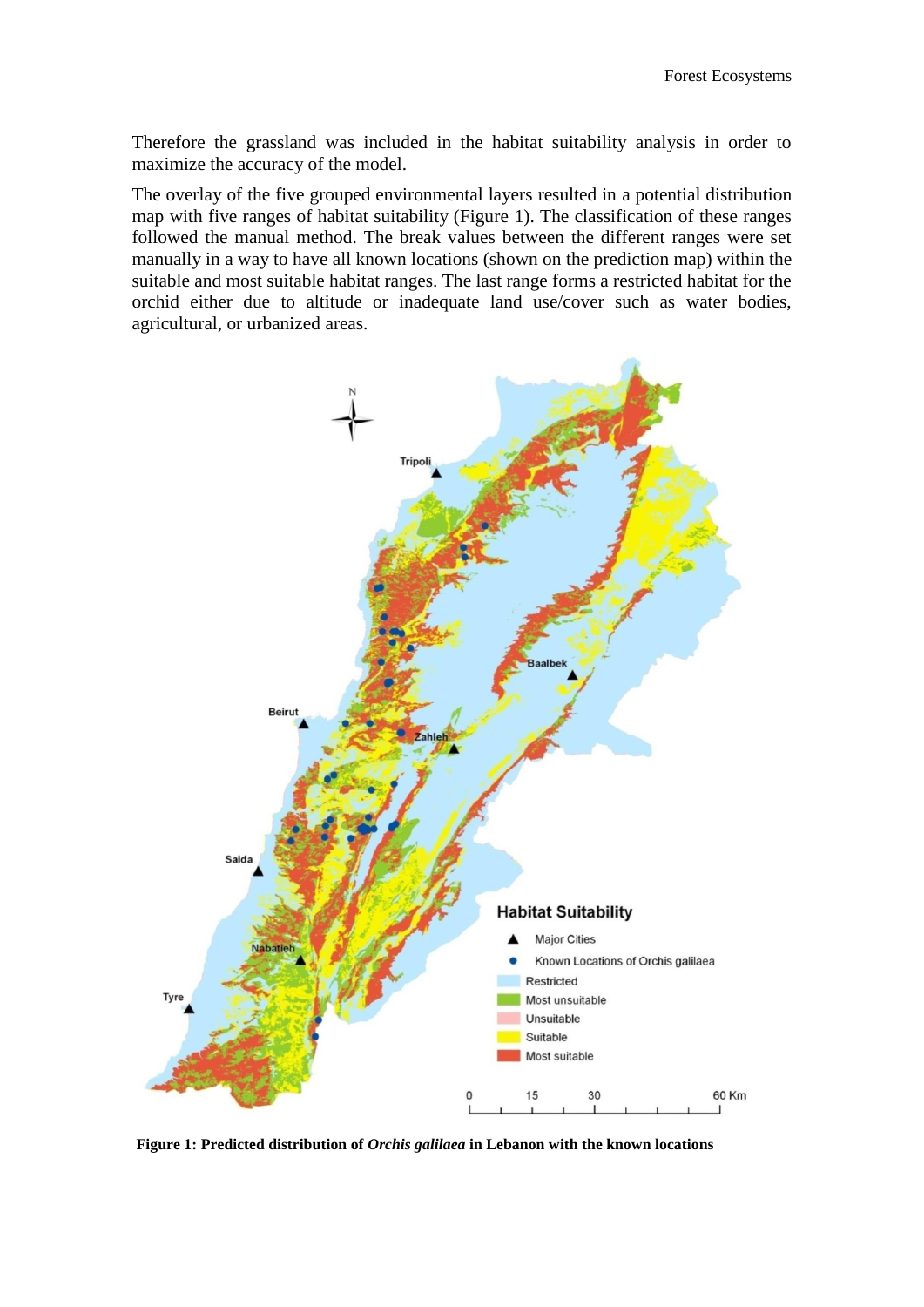Therefore the grassland was included in the habitat suitability analysis in order to maximize the accuracy of the model.

The overlay of the five grouped environmental layers resulted in a potential distribution map with five ranges of habitat suitability (Figure 1). The classification of these ranges followed the manual method. The break values between the different ranges were set manually in a way to have all known locations (shown on the prediction map) within the suitable and most suitable habitat ranges. The last range forms a restricted habitat for the orchid either due to altitude or inadequate land use/cover such as water bodies, agricultural, or urbanized areas.

**Figure 1: Predicted distribution of *Orchis galilaea* in Lebanon with the known locations**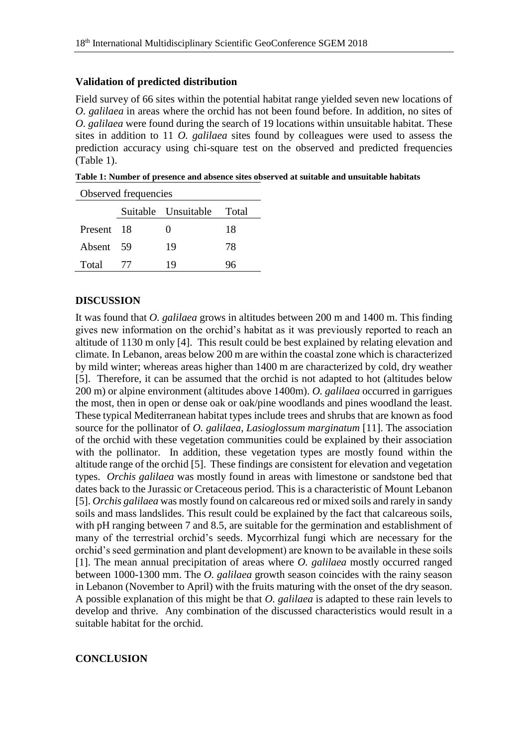### Validation of predicted distribution

Field survey of 66 sites within the potential habitat range yielded seven new locations of *O. galilaea* in areas where the orchid has not been found before. In addition, no sites of *O. galilaea* were found during the search of 19 locations within unsuitable habitat. These sites in addition to 11 *O. galilaea* sites found by colleagues were used to assess the prediction accuracy using chi-square test on the observed and predicted frequencies (Table 1).

**Table 1: Number of presence and absence sites observed at suitable and unsuitable habitats**

| Observed frequencies | | | |
|---|---|---|---|
| | Suitable | Unsuitable | Total |
| Present | 18 | 0 | 18 |
| Absent | 59 | 19 | 78 |
| Total | 77 | 19 | 96 |

## DISCUSSION

It was found that *O. galilaea* grows in altitudes between 200 m and 1400 m. This finding gives new information on the orchid's habitat as it was previously reported to reach an altitude of 1130 m only [4]. This result could be best explained by relating elevation and climate. In Lebanon, areas below 200 m are within the coastal zone which is characterized by mild winter; whereas areas higher than 1400 m are characterized by cold, dry weather [5]. Therefore, it can be assumed that the orchid is not adapted to hot (altitudes below 200 m) or alpine environment (altitudes above 1400m). *O. galilaea* occurred in garrigues the most, then in open or dense oak or oak/pine woodlands and pines woodland the least. These typical Mediterranean habitat types include trees and shrubs that are known as food source for the pollinator of *O. galilaea*, *Lasioglossum marginatum* [11]. The association of the orchid with these vegetation communities could be explained by their association with the pollinator. In addition, these vegetation types are mostly found within the altitude range of the orchid [5]. These findings are consistent for elevation and vegetation types. *Orchis galilaea* was mostly found in areas with limestone or sandstone bed that dates back to the Jurassic or Cretaceous period. This is a characteristic of Mount Lebanon [5]. *Orchis galilaea* was mostly found on calcareous red or mixed soils and rarely in sandy soils and mass landslides. This result could be explained by the fact that calcareous soils, with pH ranging between 7 and 8.5, are suitable for the germination and establishment of many of the terrestrial orchid's seeds. Mycorrhizal fungi which are necessary for the orchid's seed germination and plant development) are known to be available in these soils [1]. The mean annual precipitation of areas where *O. galilaea* mostly occurred ranged between 1000-1300 mm. The *O. galilaea* growth season coincides with the rainy season in Lebanon (November to April) with the fruits maturing with the onset of the dry season. A possible explanation of this might be that *O. galilaea* is adapted to these rain levels to develop and thrive. Any combination of the discussed characteristics would result in a suitable habitat for the orchid.

## CONCLUSION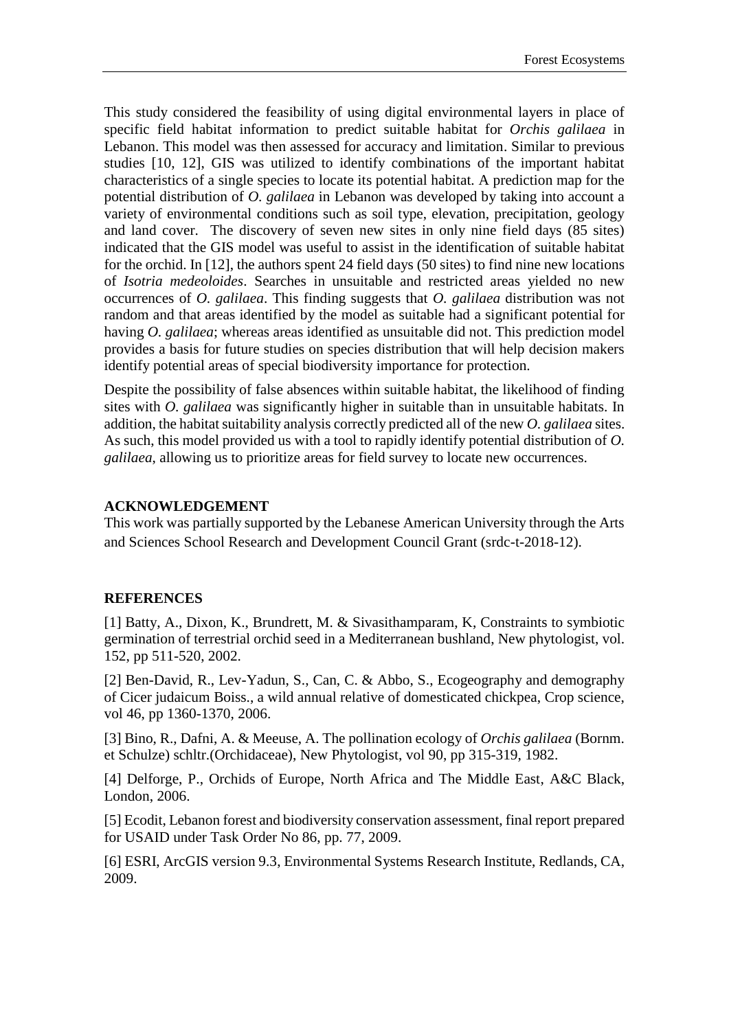This study considered the feasibility of using digital environmental layers in place of specific field habitat information to predict suitable habitat for *Orchis galilaea* in Lebanon. This model was then assessed for accuracy and limitation. Similar to previous studies [10, 12], GIS was utilized to identify combinations of the important habitat characteristics of a single species to locate its potential habitat. A prediction map for the potential distribution of *O. galilaea* in Lebanon was developed by taking into account a variety of environmental conditions such as soil type, elevation, precipitation, geology and land cover. The discovery of seven new sites in only nine field days (85 sites) indicated that the GIS model was useful to assist in the identification of suitable habitat for the orchid. In [12], the authors spent 24 field days (50 sites) to find nine new locations of *Isotria medeoloides*. Searches in unsuitable and restricted areas yielded no new occurrences of *O. galilaea*. This finding suggests that *O. galilaea* distribution was not random and that areas identified by the model as suitable had a significant potential for having *O. galilaea*; whereas areas identified as unsuitable did not. This prediction model provides a basis for future studies on species distribution that will help decision makers identify potential areas of special biodiversity importance for protection.

Despite the possibility of false absences within suitable habitat, the likelihood of finding sites with *O. galilaea* was significantly higher in suitable than in unsuitable habitats. In addition, the habitat suitability analysis correctly predicted all of the new *O. galilaea* sites. As such, this model provided us with a tool to rapidly identify potential distribution of *O. galilaea*, allowing us to prioritize areas for field survey to locate new occurrences.

## ACKNOWLEDGEMENT

This work was partially supported by the Lebanese American University through the Arts and Sciences School Research and Development Council Grant (srdc-t-2018-12).

## REFERENCES

[1] Batty, A., Dixon, K., Brundrett, M. & Sivasithamparam, K, Constraints to symbiotic germination of terrestrial orchid seed in a Mediterranean bushland, New phytologist, vol. 152, pp 511-520, 2002.

[2] Ben-David, R., Lev-Yadun, S., Can, C. & Abbo, S., Ecogeography and demography of Cicer judaicum Boiss., a wild annual relative of domesticated chickpea, Crop science, vol 46, pp 1360-1370, 2006.

[3] Bino, R., Dafni, A. & Meeuse, A. The pollination ecology of *Orchis galilaea* (Bornm. et Schulze) schltr.(Orchidaceae), New Phytologist, vol 90, pp 315-319, 1982.

[4] Delforge, P., Orchids of Europe, North Africa and The Middle East, A&C Black, London, 2006.

[5] Ecodit, Lebanon forest and biodiversity conservation assessment, final report prepared for USAID under Task Order No 86, pp. 77, 2009.

[6] ESRI, ArcGIS version 9.3, Environmental Systems Research Institute, Redlands, CA, 2009.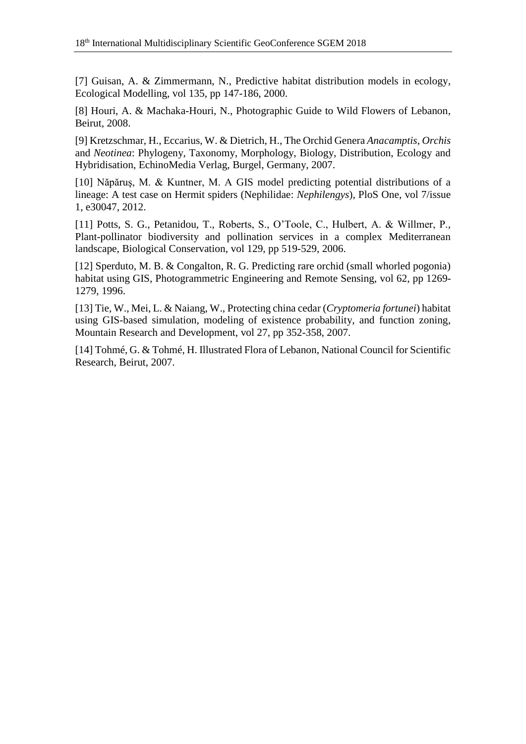[7] Guisan, A. & Zimmermann, N., Predictive habitat distribution models in ecology, Ecological Modelling, vol 135, pp 147-186, 2000.

[8] Houri, A. & Machaka-Houri, N., Photographic Guide to Wild Flowers of Lebanon, Beirut, 2008.

[9] Kretzschmar, H., Eccarius, W. & Dietrich, H., The Orchid Genera *Anacamptis*, *Orchis* and *Neotinea*: Phylogeny, Taxonomy, Morphology, Biology, Distribution, Ecology and Hybridisation, EchinoMedia Verlag, Burgel, Germany, 2007.

[10] Năpăruş, M. & Kuntner, M. A GIS model predicting potential distributions of a lineage: A test case on Hermit spiders (Nephilidae: *Nephilengys*), PloS One, vol 7/issue 1, e30047, 2012.

[11] Potts, S. G., Petanidou, T., Roberts, S., O'Toole, C., Hulbert, A. & Willmer, P., Plant-pollinator biodiversity and pollination services in a complex Mediterranean landscape, Biological Conservation, vol 129, pp 519-529, 2006.

[12] Sperduto, M. B. & Congalton, R. G. Predicting rare orchid (small whorled pogonia) habitat using GIS, Photogrammetric Engineering and Remote Sensing, vol 62, pp 1269-1279, 1996.

[13] Tie, W., Mei, L. & Naiang, W., Protecting china cedar (*Cryptomeria fortunei*) habitat using GIS-based simulation, modeling of existence probability, and function zoning, Mountain Research and Development, vol 27, pp 352-358, 2007.

[14] Tohmé, G. & Tohmé, H. Illustrated Flora of Lebanon, National Council for Scientific Research, Beirut, 2007.